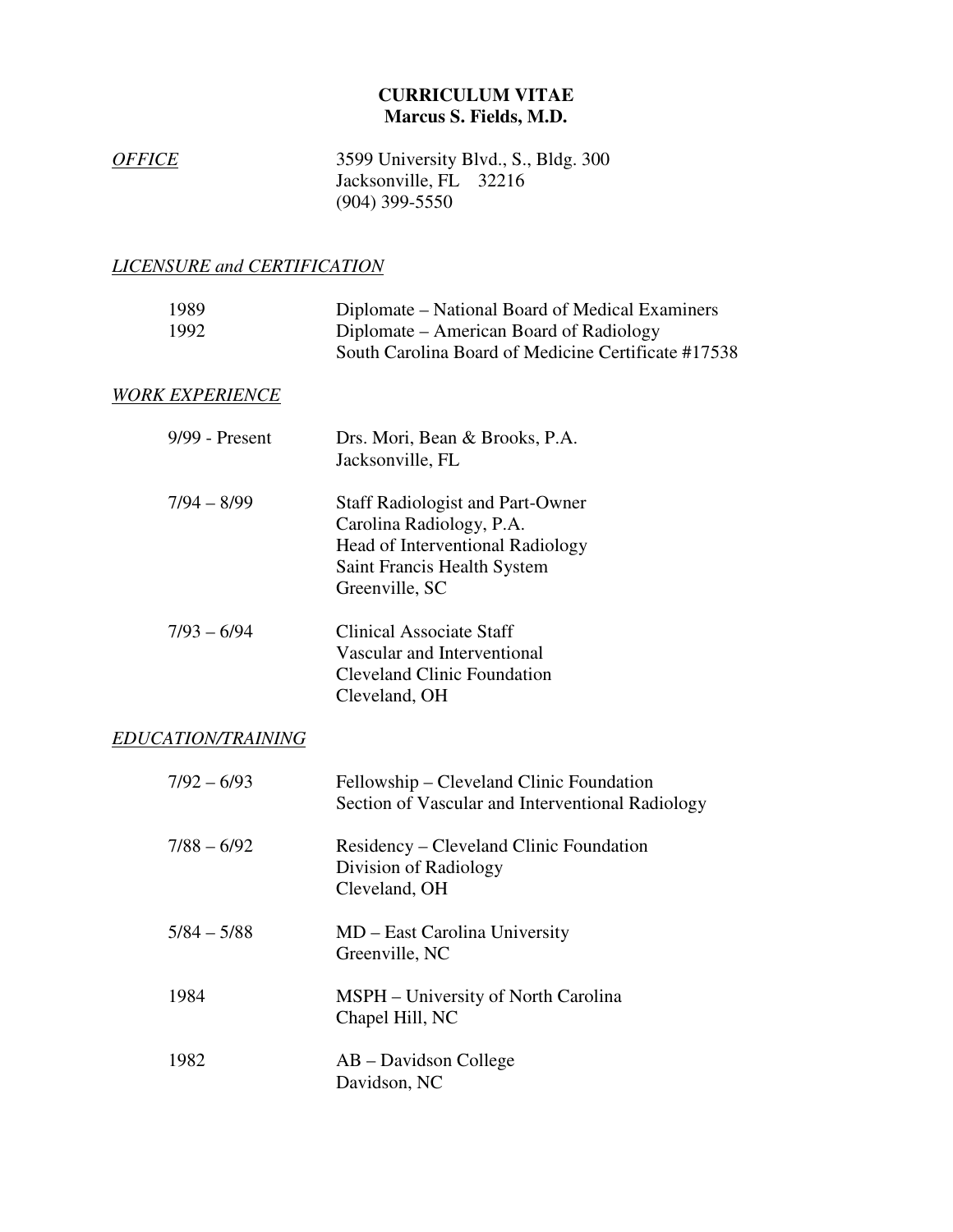# CURRICULUM VITAE
## Marcus S. Fields, M.D.

*OFFICE*

3599 University Blvd., S., Bldg. 300
Jacksonville, FL 32216
(904) 399-5550

*LICENSURE and CERTIFICATION*

| | |
|---|---|
| 1989 | Diplomate – National Board of Medical Examiners |
| 1992 | Diplomate – American Board of Radiology |
| | South Carolina Board of Medicine Certificate #17538 |

*WORK EXPERIENCE*

| | |
|---|---|
| 9/99 - Present | Drs. Mori, Bean & Brooks, P.A.<br>Jacksonville, FL |
| 7/94 – 8/99 | Staff Radiologist and Part-Owner<br>Carolina Radiology, P.A.<br>Head of Interventional Radiology<br>Saint Francis Health System<br>Greenville, SC |
| 7/93 – 6/94 | Clinical Associate Staff<br>Vascular and Interventional<br>Cleveland Clinic Foundation<br>Cleveland, OH |

*EDUCATION/TRAINING*

| | |
|---|---|
| 7/92 – 6/93 | Fellowship – Cleveland Clinic Foundation<br>Section of Vascular and Interventional Radiology |
| 7/88 – 6/92 | Residency – Cleveland Clinic Foundation<br>Division of Radiology<br>Cleveland, OH |
| 5/84 – 5/88 | MD – East Carolina University<br>Greenville, NC |
| 1984 | MSPH – University of North Carolina<br>Chapel Hill, NC |
| 1982 | AB – Davidson College<br>Davidson, NC |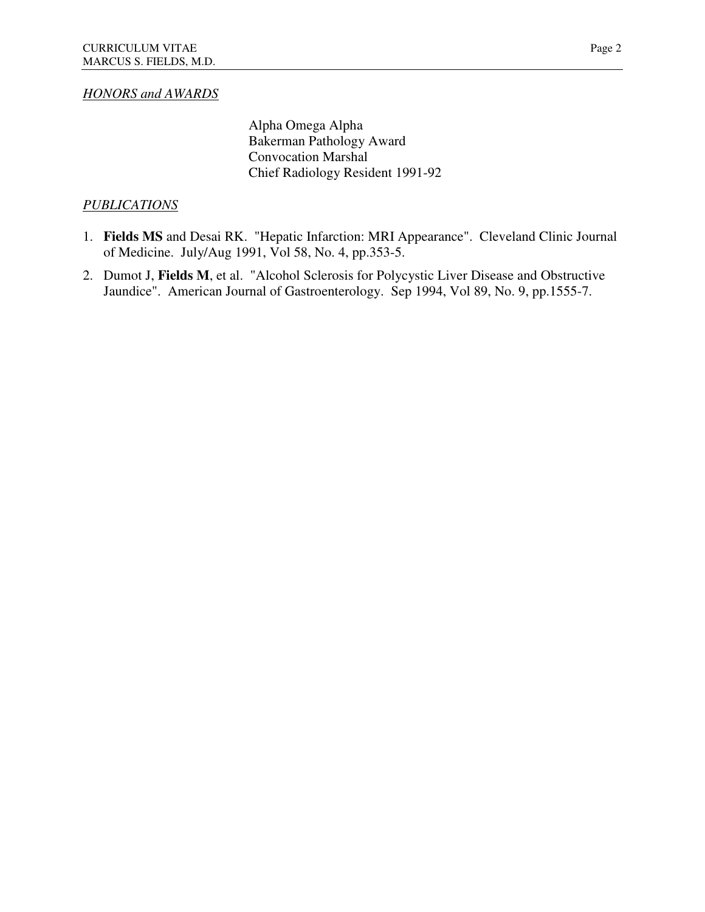## *HONORS and AWARDS*

Alpha Omega Alpha
Bakerman Pathology Award
Convocation Marshal
Chief Radiology Resident 1991-92

## *PUBLICATIONS*

1. **Fields MS** and Desai RK. "Hepatic Infarction: MRI Appearance". Cleveland Clinic Journal of Medicine. July/Aug 1991, Vol 58, No. 4, pp.353-5.
2. Dumot J, **Fields M**, et al. "Alcohol Sclerosis for Polycystic Liver Disease and Obstructive Jaundice". American Journal of Gastroenterology. Sep 1994, Vol 89, No. 9, pp.1555-7.